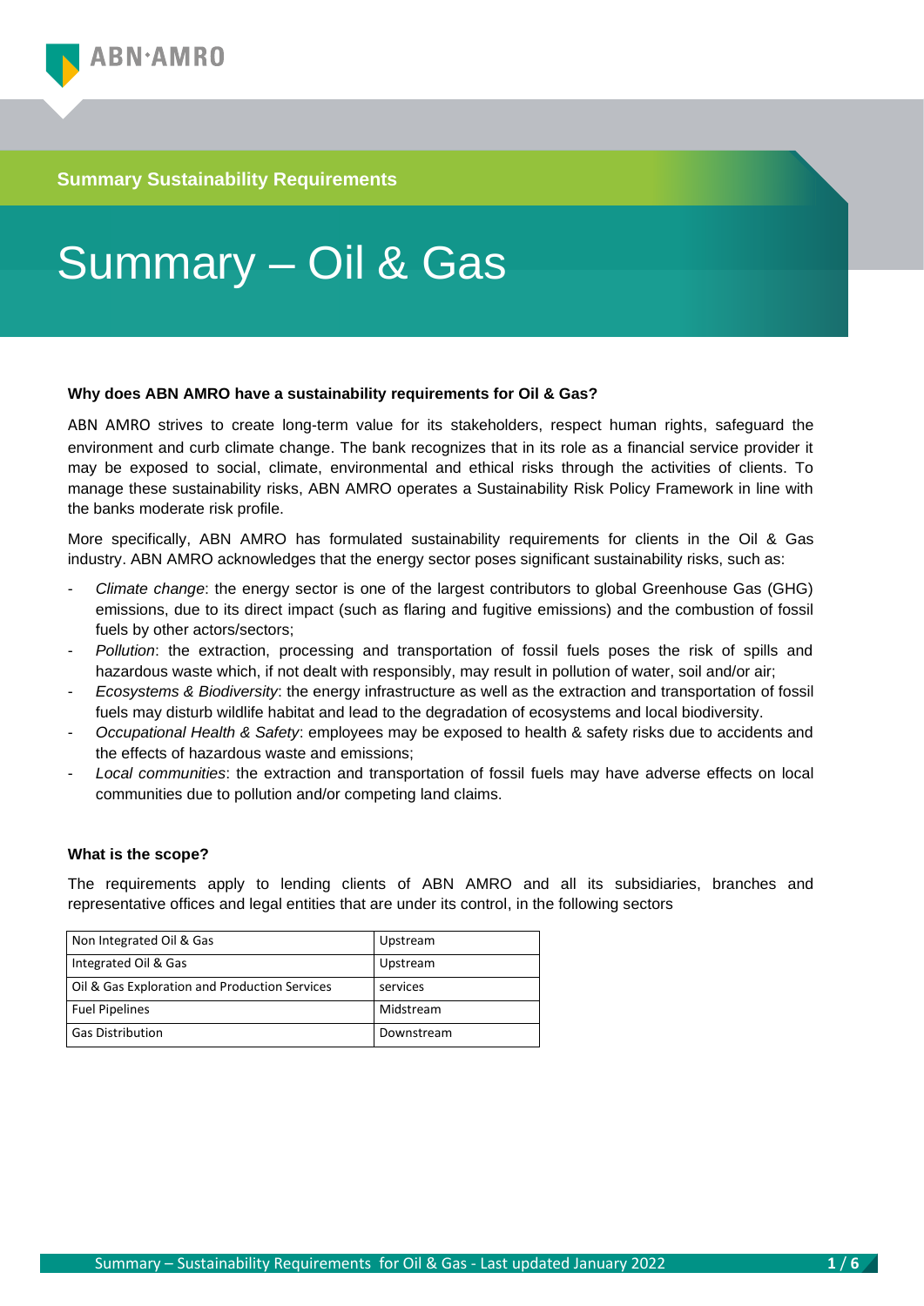Summary Sustainability Requirements

# Summary – Oil & Gas

### Why does ABN AMRO have a sustainability requirements for Oil & Gas?

ABN AMRO strives to create long-term value for its stakeholders, respect human rights, safeguard the environment and curb climate change. The bank recognizes that in its role as a financial service provider it may be exposed to social, climate, environmental and ethical risks through the activities of clients. To manage these sustainability risks, ABN AMRO operates a Sustainability Risk Policy Framework in line with the banks moderate risk profile.

More specifically, ABN AMRO has formulated sustainability requirements for clients in the Oil & Gas industry. ABN AMRO acknowledges that the energy sector poses significant sustainability risks, such as:

- *Climate change*: the energy sector is one of the largest contributors to global Greenhouse Gas (GHG) emissions, due to its direct impact (such as flaring and fugitive emissions) and the combustion of fossil fuels by other actors/sectors;
- *Pollution*: the extraction, processing and transportation of fossil fuels poses the risk of spills and hazardous waste which, if not dealt with responsibly, may result in pollution of water, soil and/or air;
- *Ecosystems & Biodiversity*: the energy infrastructure as well as the extraction and transportation of fossil fuels may disturb wildlife habitat and lead to the degradation of ecosystems and local biodiversity.
- *Occupational Health & Safety*: employees may be exposed to health & safety risks due to accidents and the effects of hazardous waste and emissions;
- *Local communities*: the extraction and transportation of fossil fuels may have adverse effects on local communities due to pollution and/or competing land claims.

### What is the scope?

The requirements apply to lending clients of ABN AMRO and all its subsidiaries, branches and representative offices and legal entities that are under its control, in the following sectors

| | |
|---|---|
| Non Integrated Oil & Gas | Upstream |
| Integrated Oil & Gas | Upstream |
| Oil & Gas Exploration and Production Services | services |
| Fuel Pipelines | Midstream |
| Gas Distribution | Downstream |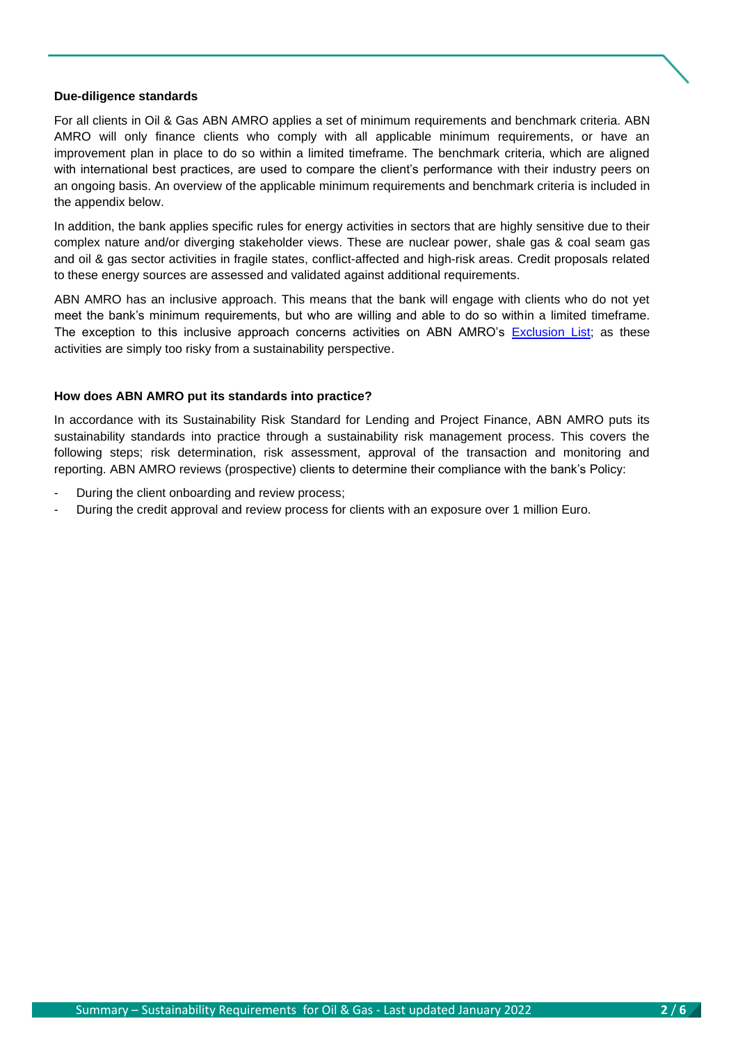**Due-diligence standards**

For all clients in Oil & Gas ABN AMRO applies a set of minimum requirements and benchmark criteria. ABN AMRO will only finance clients who comply with all applicable minimum requirements, or have an improvement plan in place to do so within a limited timeframe. The benchmark criteria, which are aligned with international best practices, are used to compare the client's performance with their industry peers on an ongoing basis. An overview of the applicable minimum requirements and benchmark criteria is included in the appendix below.

In addition, the bank applies specific rules for energy activities in sectors that are highly sensitive due to their complex nature and/or diverging stakeholder views. These are nuclear power, shale gas & coal seam gas and oil & gas sector activities in fragile states, conflict-affected and high-risk areas. Credit proposals related to these energy sources are assessed and validated against additional requirements.

ABN AMRO has an inclusive approach. This means that the bank will engage with clients who do not yet meet the bank's minimum requirements, but who are willing and able to do so within a limited timeframe. The exception to this inclusive approach concerns activities on ABN AMRO's Exclusion List; as these activities are simply too risky from a sustainability perspective.

**How does ABN AMRO put its standards into practice?**

In accordance with its Sustainability Risk Standard for Lending and Project Finance, ABN AMRO puts its sustainability standards into practice through a sustainability risk management process. This covers the following steps; risk determination, risk assessment, approval of the transaction and monitoring and reporting. ABN AMRO reviews (prospective) clients to determine their compliance with the bank's Policy:

- During the client onboarding and review process;
- During the credit approval and review process for clients with an exposure over 1 million Euro.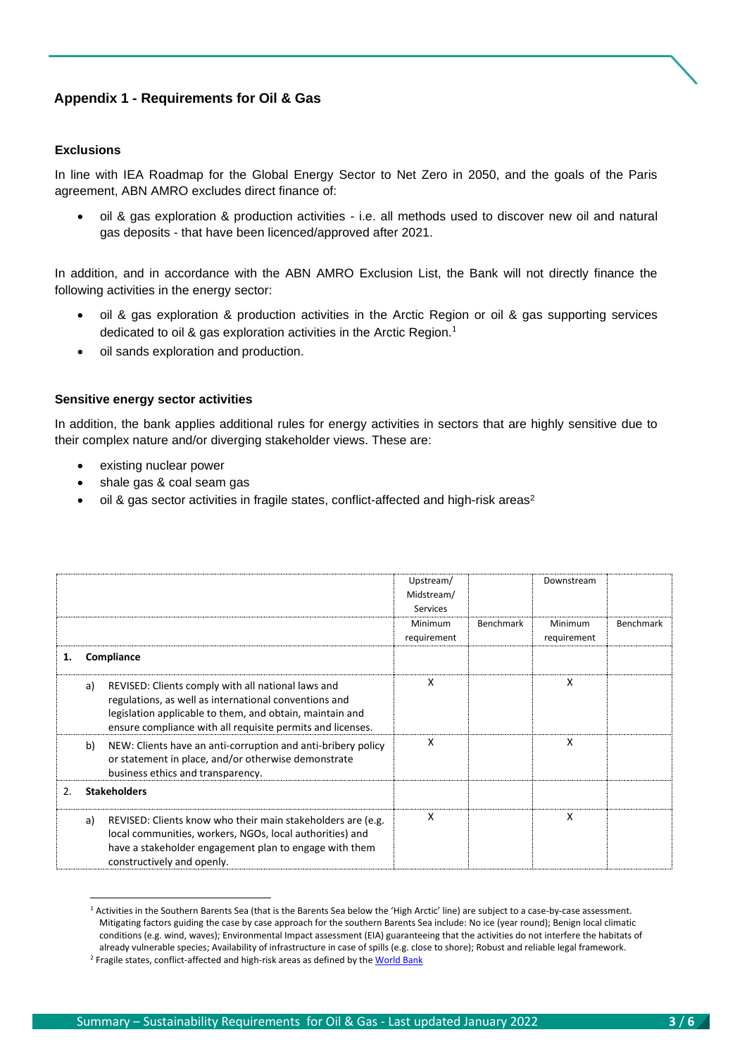## Appendix 1 - Requirements for Oil & Gas

### Exclusions

In line with IEA Roadmap for the Global Energy Sector to Net Zero in 2050, and the goals of the Paris agreement, ABN AMRO excludes direct finance of:

- oil & gas exploration & production activities - i.e. all methods used to discover new oil and natural gas deposits - that have been licenced/approved after 2021.

In addition, and in accordance with the ABN AMRO Exclusion List, the Bank will not directly finance the following activities in the energy sector:

- oil & gas exploration & production activities in the Arctic Region or oil & gas supporting services dedicated to oil & gas exploration activities in the Arctic Region.[1]
- oil sands exploration and production.

### Sensitive energy sector activities

In addition, the bank applies additional rules for energy activities in sectors that are highly sensitive due to their complex nature and/or diverging stakeholder views. These are:

- existing nuclear power
- shale gas & coal seam gas
- oil & gas sector activities in fragile states, conflict-affected and high-risk areas[2]

| | Upstream/ Midstream/ Services | | Downstream | |
|---|---|---|---|---|
| | Minimum requirement | Benchmark | Minimum requirement | Benchmark |
| **1. Compliance** | | | | |
| a) REVISED: Clients comply with all national laws and regulations, as well as international conventions and legislation applicable to them, and obtain, maintain and ensure compliance with all requisite permits and licenses. | X | | X | |
| b) NEW: Clients have an anti-corruption and anti-bribery policy or statement in place, and/or otherwise demonstrate business ethics and transparency. | X | | X | |
| **2. Stakeholders** | | | | |
| a) REVISED: Clients know who their main stakeholders are (e.g. local communities, workers, NGOs, local authorities) and have a stakeholder engagement plan to engage with them constructively and openly. | X | | X | |

[1] Activities in the Southern Barents Sea (that is the Barents Sea below the 'High Arctic' line) are subject to a case-by-case assessment. Mitigating factors guiding the case by case approach for the southern Barents Sea include: No ice (year round); Benign local climatic conditions (e.g. wind, waves); Environmental Impact assessment (EIA) guaranteeing that the activities do not interfere the habitats of already vulnerable species; Availability of infrastructure in case of spills (e.g. close to shore); Robust and reliable legal framework.

[2] Fragile states, conflict-affected and high-risk areas as defined by the World Bank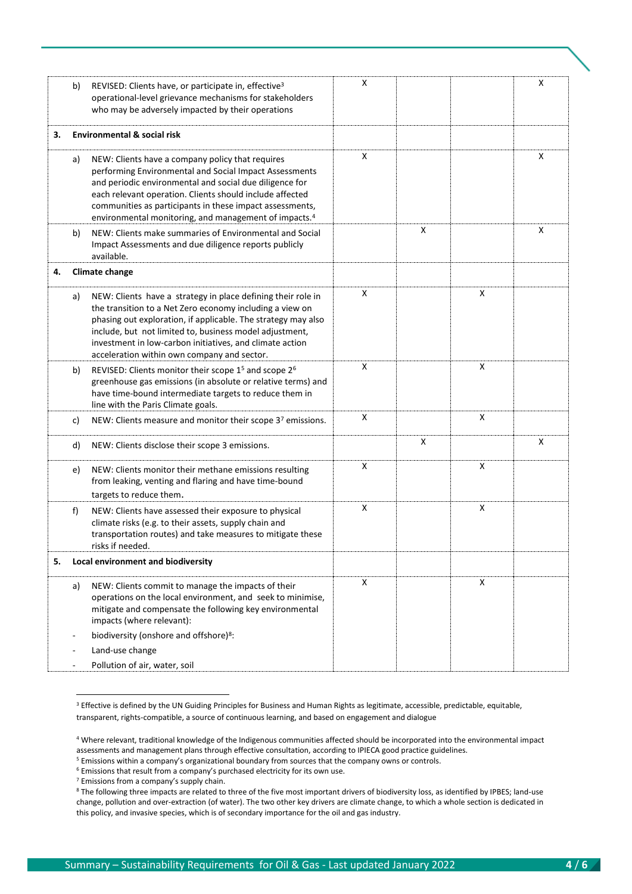| | | | | | |
|---|---|---|---|---|---|
| | b) REVISED: Clients have, or participate in, effective[3] operational-level grievance mechanisms for stakeholders who may be adversely impacted by their operations | X | | | X |
| **3.** | **Environmental & social risk** | | | | |
| | a) NEW: Clients have a company policy that requires performing Environmental and Social Impact Assessments and periodic environmental and social due diligence for each relevant operation. Clients should include affected communities as participants in these impact assessments, environmental monitoring, and management of impacts.[4] | X | | | X |
| | b) NEW: Clients make summaries of Environmental and Social Impact Assessments and due diligence reports publicly available. | | X | | X |
| **4.** | **Climate change** | | | | |
| | a) NEW: Clients have a strategy in place defining their role in the transition to a Net Zero economy including a view on phasing out exploration, if applicable. The strategy may also include, but not limited to, business model adjustment, investment in low-carbon initiatives, and climate action acceleration within own company and sector. | X | | X | |
| | b) REVISED: Clients monitor their scope 1[5] and scope 2[6] greenhouse gas emissions (in absolute or relative terms) and have time-bound intermediate targets to reduce them in line with the Paris Climate goals. | X | | X | |
| | c) NEW: Clients measure and monitor their scope 3[7] emissions. | X | | X | |
| | d) NEW: Clients disclose their scope 3 emissions. | | X | | X |
| | e) NEW: Clients monitor their methane emissions resulting from leaking, venting and flaring and have time-bound targets to reduce them. | X | | X | |
| | f) NEW: Clients have assessed their exposure to physical climate risks (e.g. to their assets, supply chain and transportation routes) and take measures to mitigate these risks if needed. | X | | X | |
| **5.** | **Local environment and biodiversity** | | | | |
| | a) NEW: Clients commit to manage the impacts of their operations on the local environment, and seek to minimise, mitigate and compensate the following key environmental impacts (where relevant):<br>- biodiversity (onshore and offshore)[8]:<br>- Land-use change<br>- Pollution of air, water, soil | X | | X | |

[3] Effective is defined by the UN Guiding Principles for Business and Human Rights as legitimate, accessible, predictable, equitable, transparent, rights-compatible, a source of continuous learning, and based on engagement and dialogue

[4] Where relevant, traditional knowledge of the Indigenous communities affected should be incorporated into the environmental impact assessments and management plans through effective consultation, according to IPIECA good practice guidelines.

[5] Emissions within a company's organizational boundary from sources that the company owns or controls.

[6] Emissions that result from a company's purchased electricity for its own use.

[7] Emissions from a company's supply chain.

[8] The following three impacts are related to three of the five most important drivers of biodiversity loss, as identified by IPBES; land-use change, pollution and over-extraction (of water). The two other key drivers are climate change, to which a whole section is dedicated in this policy, and invasive species, which is of secondary importance for the oil and gas industry.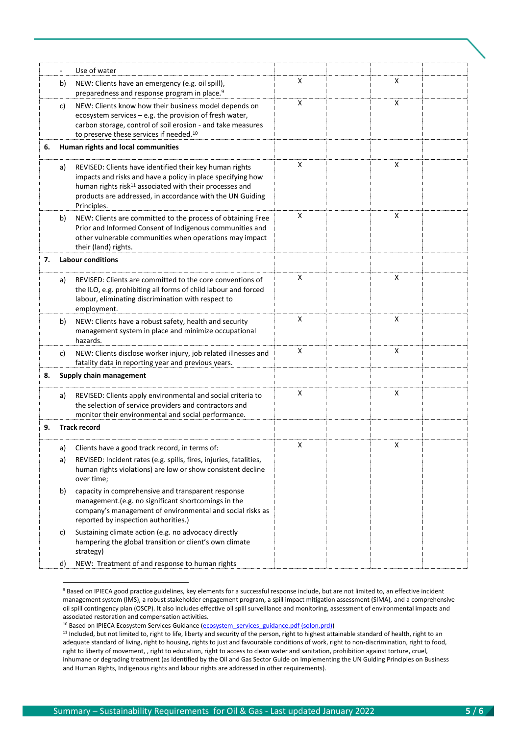| | | | | | | |
|---|---|---|---|---|---|---|
| | - | Use of water | | | | |
| | b) | NEW: Clients have an emergency (e.g. oil spill), preparedness and response program in place.[9] | X | | X | |
| | c) | NEW: Clients know how their business model depends on ecosystem services – e.g. the provision of fresh water, carbon storage, control of soil erosion - and take measures to preserve these services if needed.[10] | X | | X | |
| **6.** | **Human rights and local communities** | | | | | |
| | a) | REVISED: Clients have identified their key human rights impacts and risks and have a policy in place specifying how human rights risk[11] associated with their processes and products are addressed, in accordance with the UN Guiding Principles. | X | | X | |
| | b) | NEW: Clients are committed to the process of obtaining Free Prior and Informed Consent of Indigenous communities and other vulnerable communities when operations may impact their (land) rights. | X | | X | |
| **7.** | **Labour conditions** | | | | | |
| | a) | REVISED: Clients are committed to the core conventions of the ILO, e.g. prohibiting all forms of child labour and forced labour, eliminating discrimination with respect to employment. | X | | X | |
| | b) | NEW: Clients have a robust safety, health and security management system in place and minimize occupational hazards. | X | | X | |
| | c) | NEW: Clients disclose worker injury, job related illnesses and fatality data in reporting year and previous years. | X | | X | |
| **8.** | **Supply chain management** | | | | | |
| | a) | REVISED: Clients apply environmental and social criteria to the selection of service providers and contractors and monitor their environmental and social performance. | X | | X | |
| **9.** | **Track record** | | | | | |
| | a) | Clients have a good track record, in terms of:<br>a) REVISED: Incident rates (e.g. spills, fires, injuries, fatalities, human rights violations) are low or show consistent decline over time;<br>b) capacity in comprehensive and transparent response management.(e.g. no significant shortcomings in the company's management of environmental and social risks as reported by inspection authorities.)<br>c) Sustaining climate action (e.g. no advocacy directly hampering the global transition or client's own climate strategy)<br>d) NEW: Treatment of and response to human rights | X | | X | |

[9] Based on IPIECA good practice guidelines, key elements for a successful response include, but are not limited to, an effective incident management system (IMS), a robust stakeholder engagement program, a spill impact mitigation assessment (SIMA), and a comprehensive oil spill contingency plan (OSCP). It also includes effective oil spill surveillance and monitoring, assessment of environmental impacts and associated restoration and compensation activities.

[10] Based on IPIECA Ecosystem Services Guidance (ecosystem_services_guidance.pdf (solon.prd))

[11] Included, but not limited to, right to life, liberty and security of the person, right to highest attainable standard of health, right to an adequate standard of living, right to housing, rights to just and favourable conditions of work, right to non-discrimination, right to food, right to liberty of movement, , right to education, right to access to clean water and sanitation, prohibition against torture, cruel, inhumane or degrading treatment (as identified by the Oil and Gas Sector Guide on Implementing the UN Guiding Principles on Business and Human Rights, Indigenous rights and labour rights are addressed in other requirements).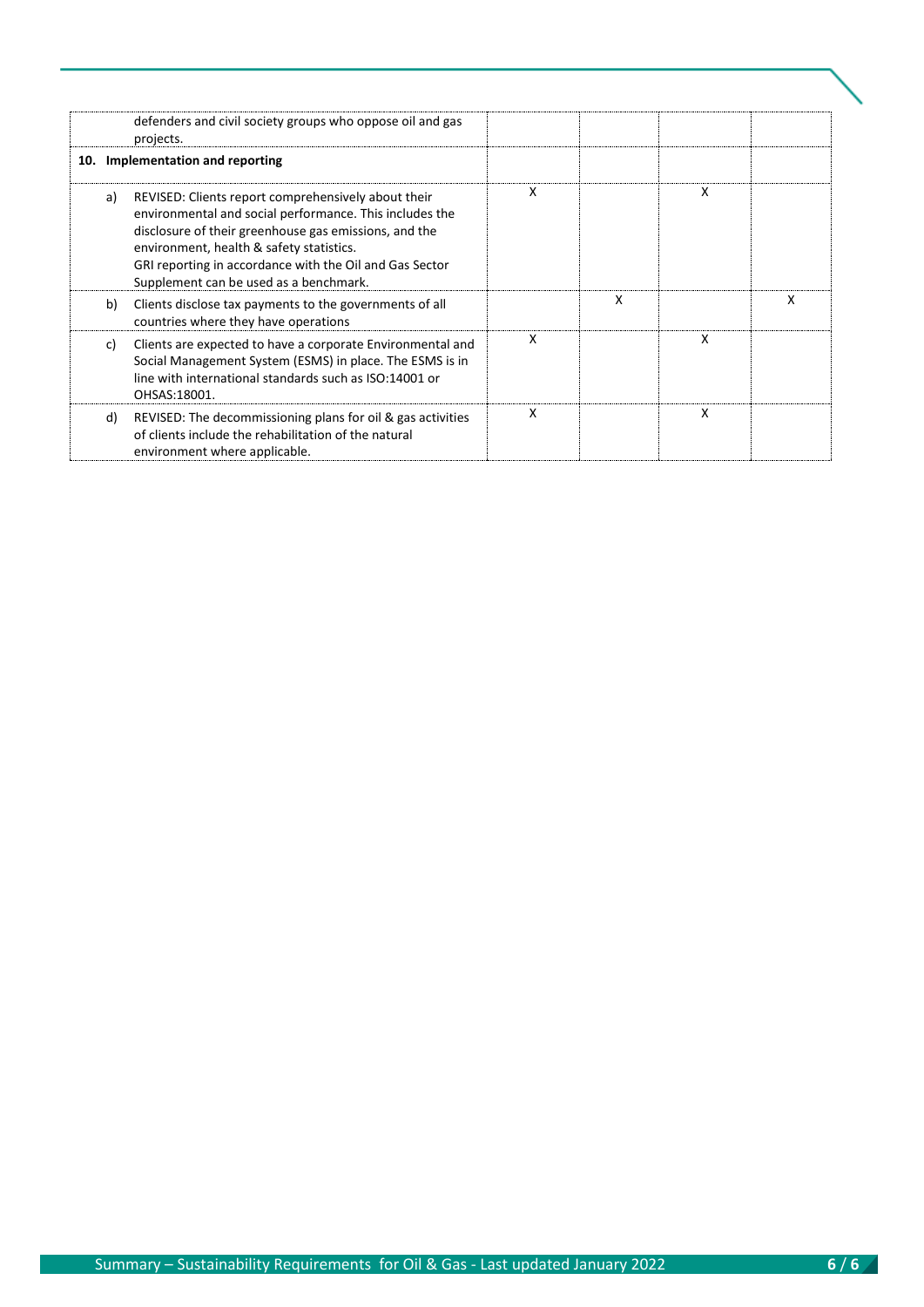| | | | | | | |
|---|---|---|---|---|---|---|
| | | defenders and civil society groups who oppose oil and gas projects. | | | | |
| **10.** | **Implementation and reporting** | | | | | |
| | a) | REVISED: Clients report comprehensively about their environmental and social performance. This includes the disclosure of their greenhouse gas emissions, and the environment, health & safety statistics. GRI reporting in accordance with the Oil and Gas Sector Supplement can be used as a benchmark. | X | | X | |
| | b) | Clients disclose tax payments to the governments of all countries where they have operations | | X | | X |
| | c) | Clients are expected to have a corporate Environmental and Social Management System (ESMS) in place. The ESMS is in line with international standards such as ISO:14001 or OHSAS:18001. | X | | X | |
| | d) | REVISED: The decommissioning plans for oil & gas activities of clients include the rehabilitation of the natural environment where applicable. | X | | X | |